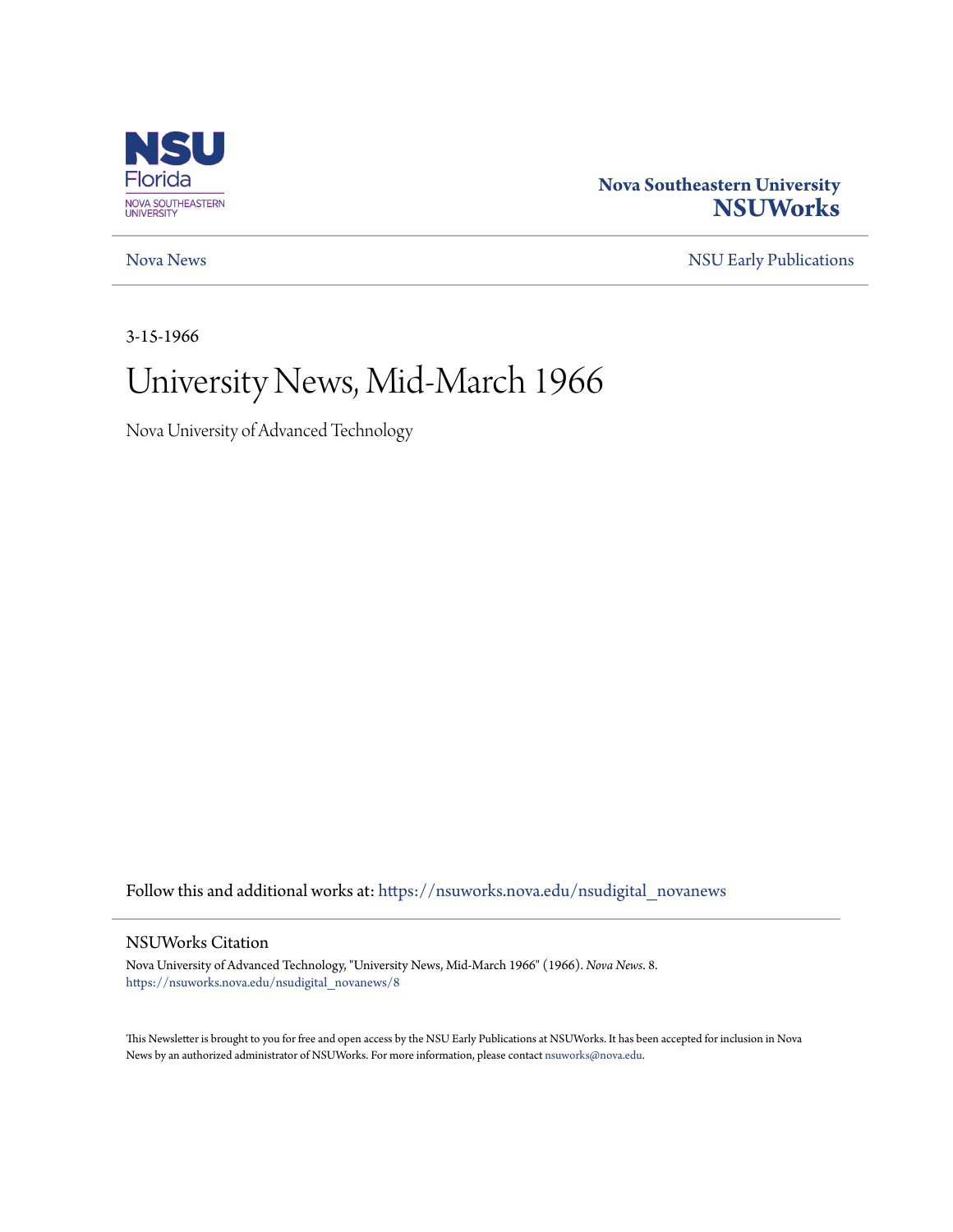Nova Southeastern University
**NSUWorks**

Nova News | NSU Early Publications

3-15-1966

# University News, Mid-March 1966

Nova University of Advanced Technology

Follow this and additional works at: https://nsuworks.nova.edu/nsudigital_novanews

## NSUWorks Citation

Nova University of Advanced Technology, "University News, Mid-March 1966" (1966). *Nova News*. 8.
https://nsuworks.nova.edu/nsudigital_novanews/8

This Newsletter is brought to you for free and open access by the NSU Early Publications at NSUWorks. It has been accepted for inclusion in Nova News by an authorized administrator of NSUWorks. For more information, please contact nsuworks@nova.edu.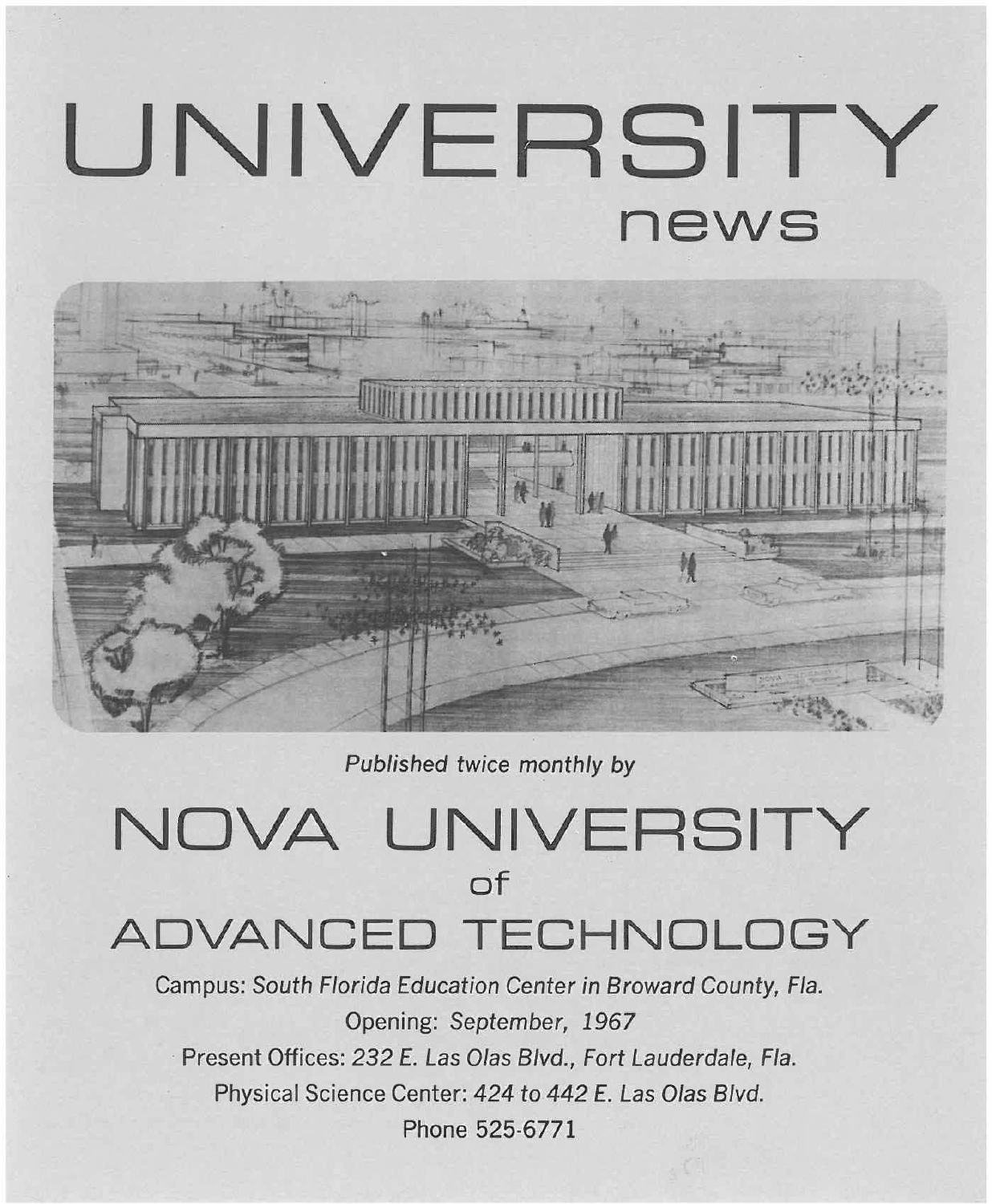# UNIVERSITY

## news

*Published twice monthly by*

# NOVA UNIVERSITY of ADVANCED TECHNOLOGY

Campus: *South Florida Education Center in Broward County, Fla.*

Opening: *September, 1967*

Present Offices: *232 E. Las Olas Blvd., Fort Lauderdale, Fla.*

Physical Science Center: *424 to 442 E. Las Olas Blvd.*

Phone 525-6771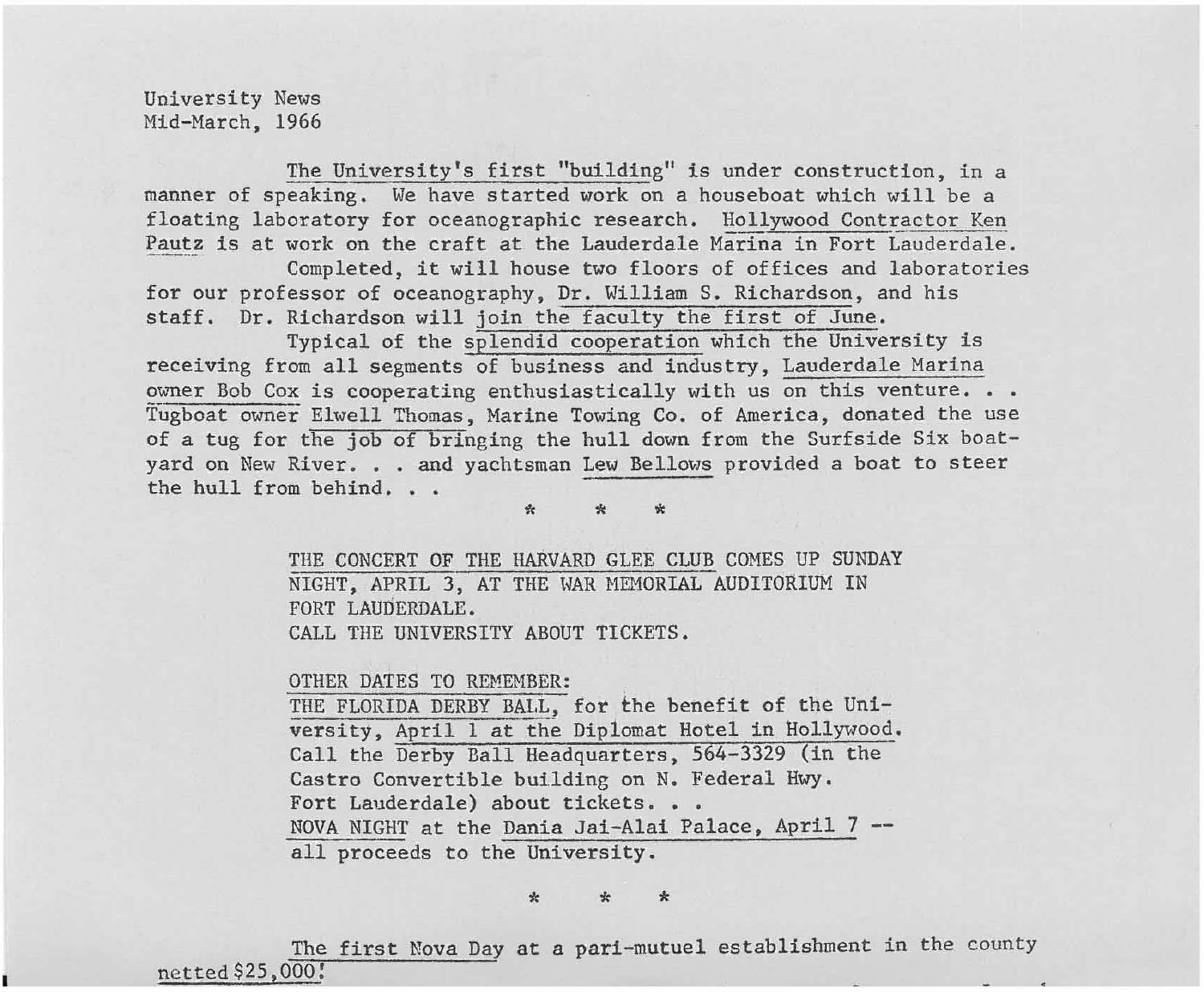University News
Mid-March, 1966

The University's first "building" is under construction, in a manner of speaking. We have started work on a houseboat which will be a floating laboratory for oceanographic research. Hollywood Contractor Ken Pautz is at work on the craft at the Lauderdale Marina in Fort Lauderdale.

Completed, it will house two floors of offices and laboratories for our professor of oceanography, Dr. William S. Richardson, and his staff. Dr. Richardson will join the faculty the first of June.

Typical of the splendid cooperation which the University is receiving from all segments of business and industry, Lauderdale Marina owner Bob Cox is cooperating enthusiastically with us on this venture. . . Tugboat owner Elwell Thomas, Marine Towing Co. of America, donated the use of a tug for the job of bringing the hull down from the Surfside Six boatyard on New River. . . and yachtsman Lew Bellows provided a boat to steer the hull from behind. . .

\* \* \*

THE CONCERT OF THE HARVARD GLEE CLUB COMES UP SUNDAY NIGHT, APRIL 3, AT THE WAR MEMORIAL AUDITORIUM IN FORT LAUDERDALE.
CALL THE UNIVERSITY ABOUT TICKETS.

OTHER DATES TO REMEMBER:
THE FLORIDA DERBY BALL, for the benefit of the University, April 1 at the Diplomat Hotel in Hollywood. Call the Derby Ball Headquarters, 564-3329 (in the Castro Convertible building on N. Federal Hwy. Fort Lauderdale) about tickets. . .
NOVA NIGHT at the Dania Jai-Alai Palace, April 7 -- all proceeds to the University.

\* \* \*

The first Nova Day at a pari-mutuel establishment in the county netted $25,000!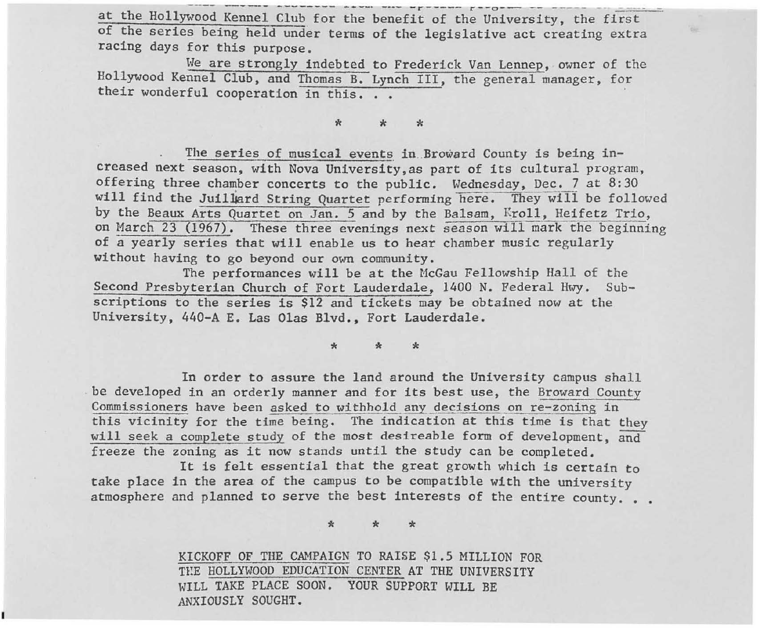at the Hollywood Kennel Club for the benefit of the University, the first of the series being held under terms of the legislative act creating extra racing days for this purpose.

We are strongly indebted to Frederick Van Lennep, owner of the Hollywood Kennel Club, and Thomas B. Lynch III, the general manager, for their wonderful cooperation in this. . .

\* \* \*

The series of musical events in Broward County is being increased next season, with Nova University, as part of its cultural program, offering three chamber concerts to the public. Wednesday, Dec. 7 at 8:30 will find the Juilliard String Quartet performing here. They will be followed by the Beaux Arts Quartet on Jan. 5 and by the Balsam, Kroll, Heifetz Trio, on March 23 (1967). These three evenings next season will mark the beginning of a yearly series that will enable us to hear chamber music regularly without having to go beyond our own community.

The performances will be at the McGau Fellowship Hall of the Second Presbyterian Church of Fort Lauderdale, 1400 N. Federal Hwy. Subscriptions to the series is $12 and tickets may be obtained now at the University, 440-A E. Las Olas Blvd., Fort Lauderdale.

\* \* \*

In order to assure the land around the University campus shall be developed in an orderly manner and for its best use, the Broward County Commissioners have been asked to withhold any decisions on re-zoning in this vicinity for the time being. The indication at this time is that they will seek a complete study of the most desireable form of development, and freeze the zoning as it now stands until the study can be completed.

It is felt essential that the great growth which is certain to take place in the area of the campus to be compatible with the university atmosphere and planned to serve the best interests of the entire county. . .

\* \* \*

KICKOFF OF THE CAMPAIGN TO RAISE $1.5 MILLION FOR THE HOLLYWOOD EDUCATION CENTER AT THE UNIVERSITY WILL TAKE PLACE SOON. YOUR SUPPORT WILL BE ANXIOUSLY SOUGHT.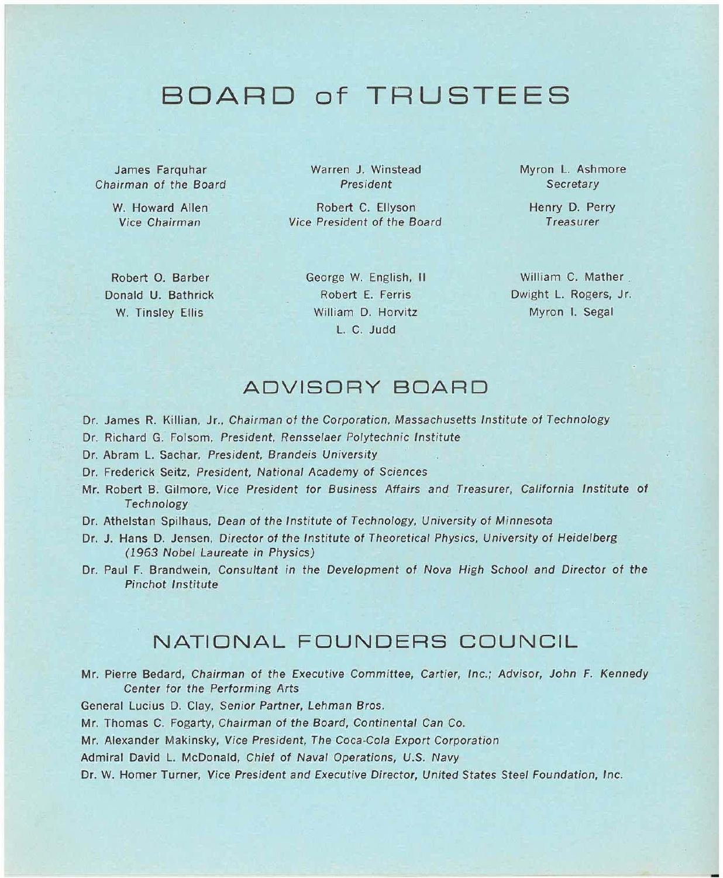# BOARD of TRUSTEES

James Farquhar
*Chairman of the Board*

W. Howard Allen
*Vice Chairman*

Warren J. Winstead
*President*

Robert C. Ellyson
*Vice President of the Board*

Myron L. Ashmore
*Secretary*

Henry D. Perry
*Treasurer*

Robert O. Barber
Donald U. Bathrick
W. Tinsley Ellis

George W. English, II
Robert E. Ferris
William D. Horvitz
L. C. Judd

William C. Mather
Dwight L. Rogers, Jr.
Myron I. Segal

## ADVISORY BOARD

Dr. James R. Killian, Jr., *Chairman of the Corporation, Massachusetts Institute of Technology*

Dr. Richard G. Folsom, *President, Rensselaer Polytechnic Institute*

Dr. Abram L. Sachar, *President, Brandeis University*

Dr. Frederick Seitz, *President, National Academy of Sciences*

Mr. Robert B. Gilmore, *Vice President for Business Affairs and Treasurer, California Institute of Technology*

Dr. Athelstan Spilhaus, *Dean of the Institute of Technology, University of Minnesota*

Dr. J. Hans D. Jensen, *Director of the Institute of Theoretical Physics, University of Heidelberg (1963 Nobel Laureate in Physics)*

Dr. Paul F. Brandwein, *Consultant in the Development of Nova High School and Director of the Pinchot Institute*

## NATIONAL FOUNDERS COUNCIL

Mr. Pierre Bedard, *Chairman of the Executive Committee, Cartier, Inc.; Advisor, John F. Kennedy Center for the Performing Arts*

General Lucius D. Clay, *Senior Partner, Lehman Bros.*

Mr. Thomas C. Fogarty, *Chairman of the Board, Continental Can Co.*

Mr. Alexander Makinsky, *Vice President, The Coca-Cola Export Corporation*

Admiral David L. McDonald, *Chief of Naval Operations, U.S. Navy*

Dr. W. Homer Turner, *Vice President and Executive Director, United States Steel Foundation, Inc.*